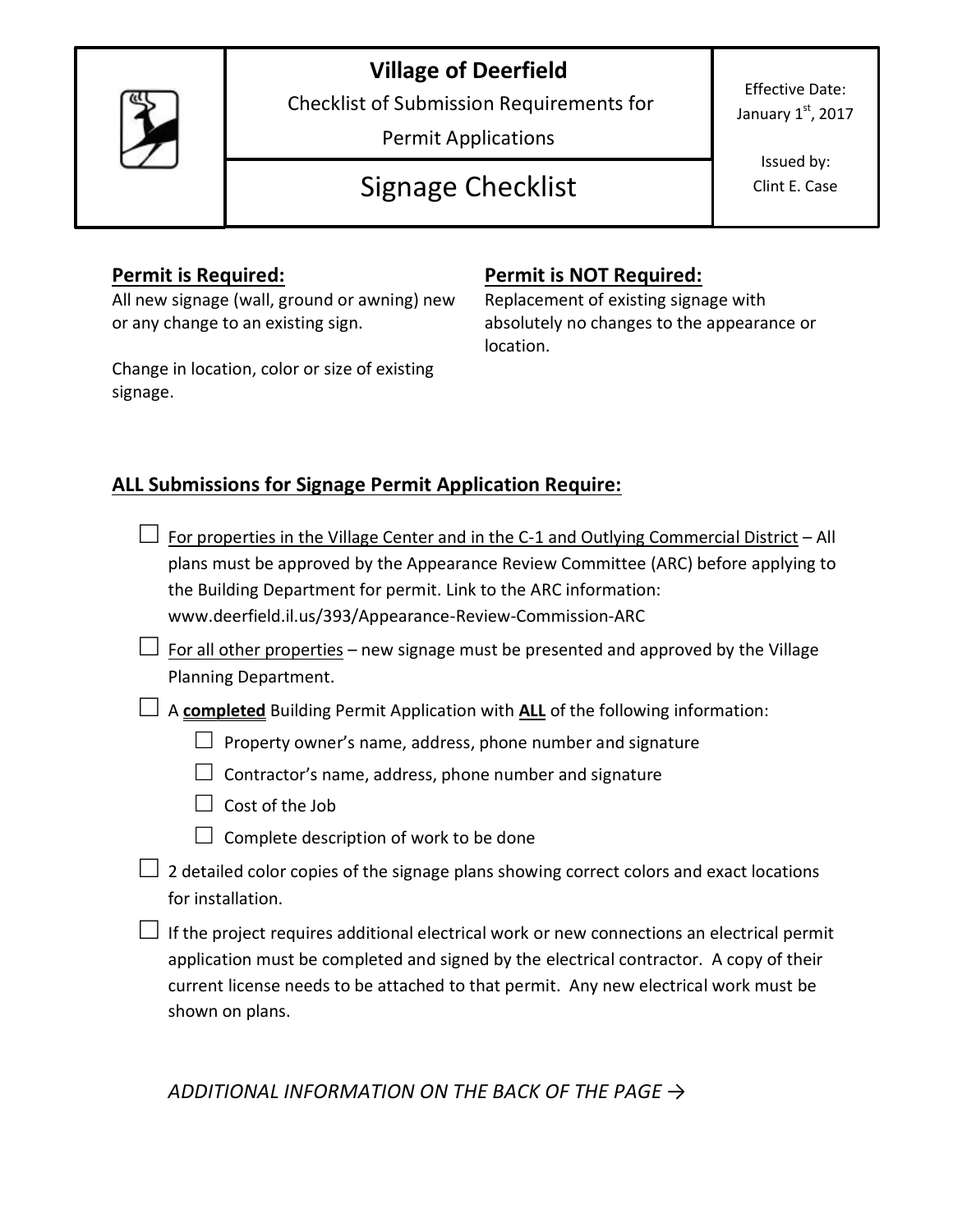# Village of Deerfield

Checklist of Submission Requirements for Permit Applications

## Signage Checklist

Effective Date: January 1st, 2017

Issued by: Clint E. Case

### Permit is Required:

All new signage (wall, ground or awning) new or any change to an existing sign.

Change in location, color or size of existing signage.

### Permit is NOT Required:

Replacement of existing signage with absolutely no changes to the appearance or location.

### ALL Submissions for Signage Permit Application Require:

- ☐ For properties in the Village Center and in the C-1 and Outlying Commercial District – All plans must be approved by the Appearance Review Committee (ARC) before applying to the Building Department for permit. Link to the ARC information: www.deerfield.il.us/393/Appearance-Review-Commission-ARC
- ☐ For all other properties – new signage must be presented and approved by the Village Planning Department.
- ☐ A **completed** Building Permit Application with **ALL** of the following information:
  - ☐ Property owner's name, address, phone number and signature
  - ☐ Contractor's name, address, phone number and signature
  - ☐ Cost of the Job
  - ☐ Complete description of work to be done
- ☐ 2 detailed color copies of the signage plans showing correct colors and exact locations for installation.
- ☐ If the project requires additional electrical work or new connections an electrical permit application must be completed and signed by the electrical contractor. A copy of their current license needs to be attached to that permit. Any new electrical work must be shown on plans.

*ADDITIONAL INFORMATION ON THE BACK OF THE PAGE →*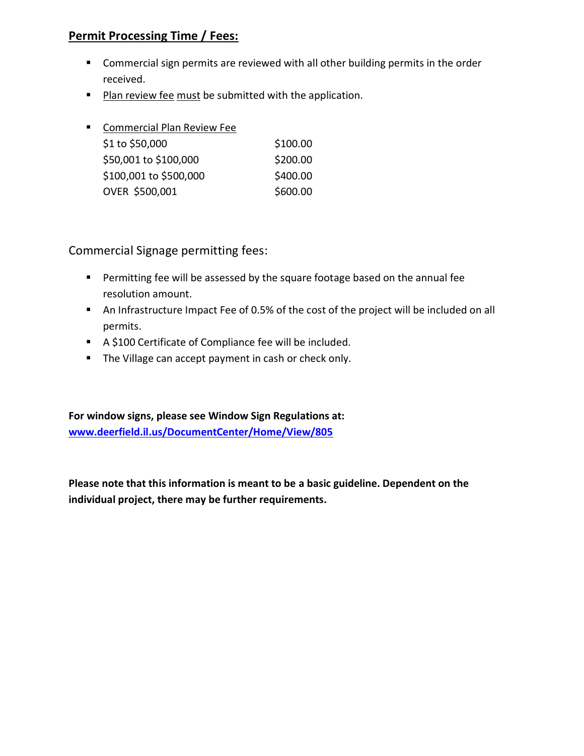## Permit Processing Time / Fees:

- Commercial sign permits are reviewed with all other building permits in the order received.
- Plan review fee must be submitted with the application.
- Commercial Plan Review Fee

| | |
|---|---|
| $1 to $50,000 | $100.00 |
| $50,001 to $100,000 | $200.00 |
| $100,001 to $500,000 | $400.00 |
| OVER $500,001 | $600.00 |

Commercial Signage permitting fees:

- Permitting fee will be assessed by the square footage based on the annual fee resolution amount.
- An Infrastructure Impact Fee of 0.5% of the cost of the project will be included on all permits.
- A $100 Certificate of Compliance fee will be included.
- The Village can accept payment in cash or check only.

**For window signs, please see Window Sign Regulations at:**
**www.deerfield.il.us/DocumentCenter/Home/View/805**

**Please note that this information is meant to be a basic guideline. Dependent on the individual project, there may be further requirements.**